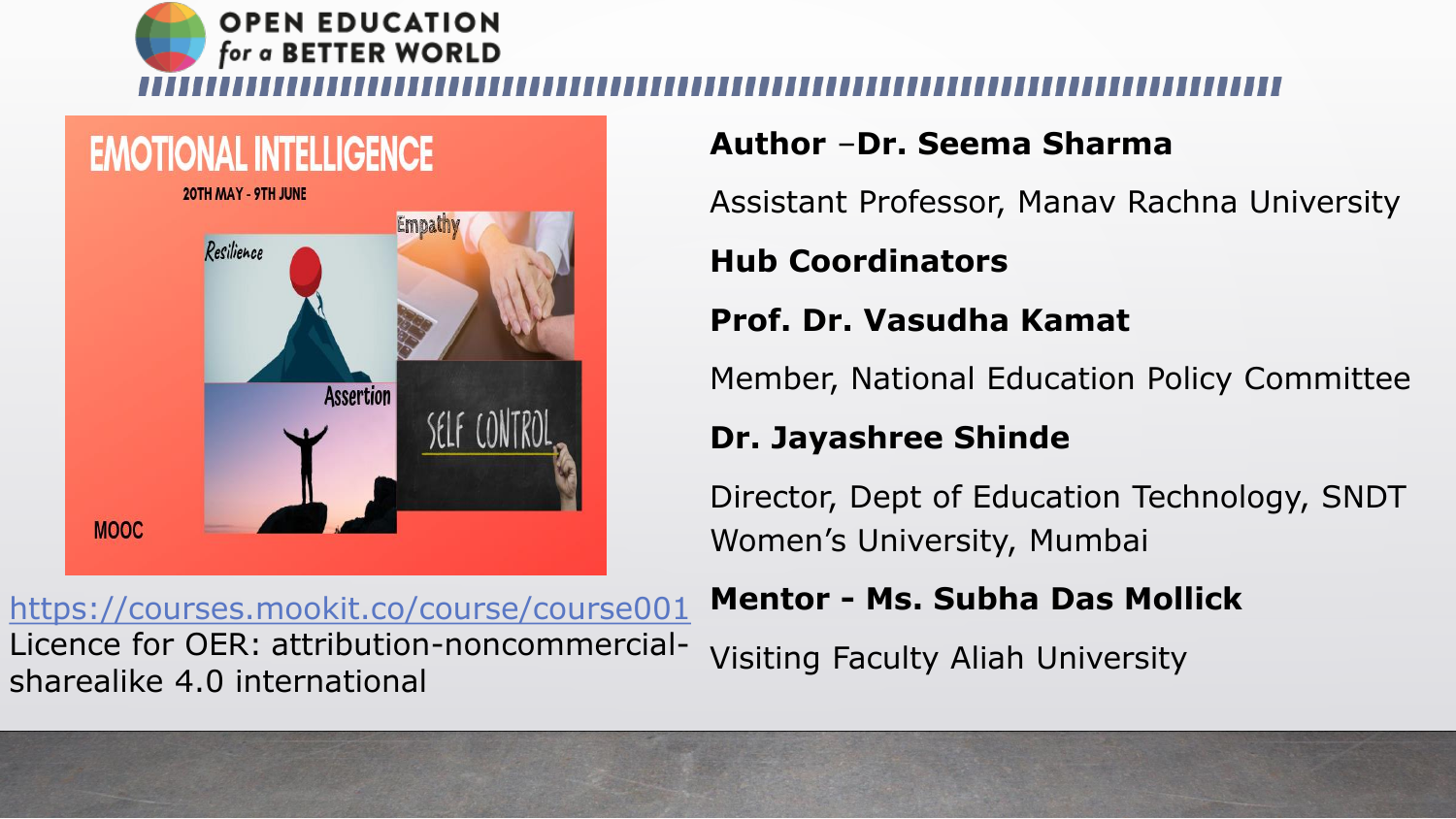**OPEN EDUCATION for a BETTER WORLD**

EMOTIONAL INTELLIGENCE

20TH MAY - 9TH JUNE

Resilience

Empathy

Assertion

SELF CONTROL

MOOC

https://courses.mookit.co/course/course001

Licence for OER: attribution-noncommercial-sharealike 4.0 international

**Author –Dr. Seema Sharma**

Assistant Professor, Manav Rachna University

**Hub Coordinators**

**Prof. Dr. Vasudha Kamat**

Member, National Education Policy Committee

**Dr. Jayashree Shinde**

Director, Dept of Education Technology, SNDT Women's University, Mumbai

**Mentor - Ms. Subha Das Mollick**

Visiting Faculty Aliah University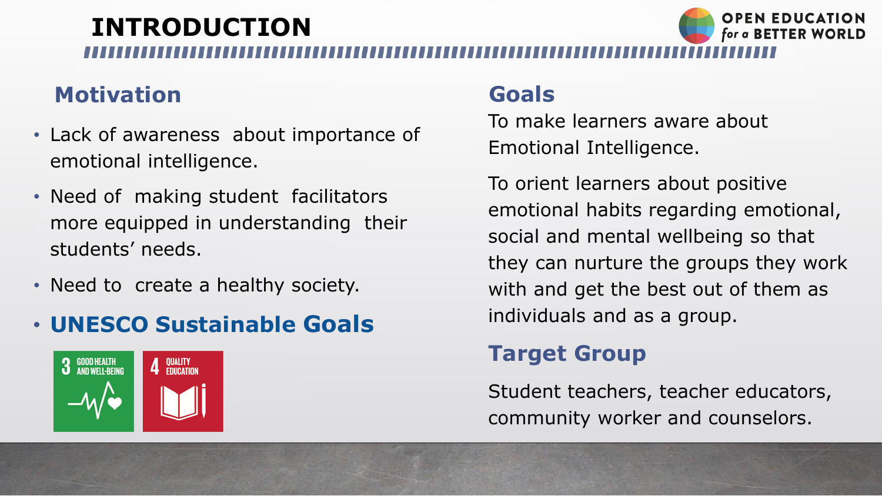# INTRODUCTION

## Motivation

- Lack of awareness about importance of emotional intelligence.
- Need of making student facilitators more equipped in understanding their students' needs.
- Need to create a healthy society.
- **UNESCO Sustainable Goals**

3 GOOD HEALTH AND WELL-BEING

4 QUALITY EDUCATION

## Goals

To make learners aware about Emotional Intelligence.

To orient learners about positive emotional habits regarding emotional, social and mental wellbeing so that they can nurture the groups they work with and get the best out of them as individuals and as a group.

## Target Group

Student teachers, teacher educators, community worker and counselors.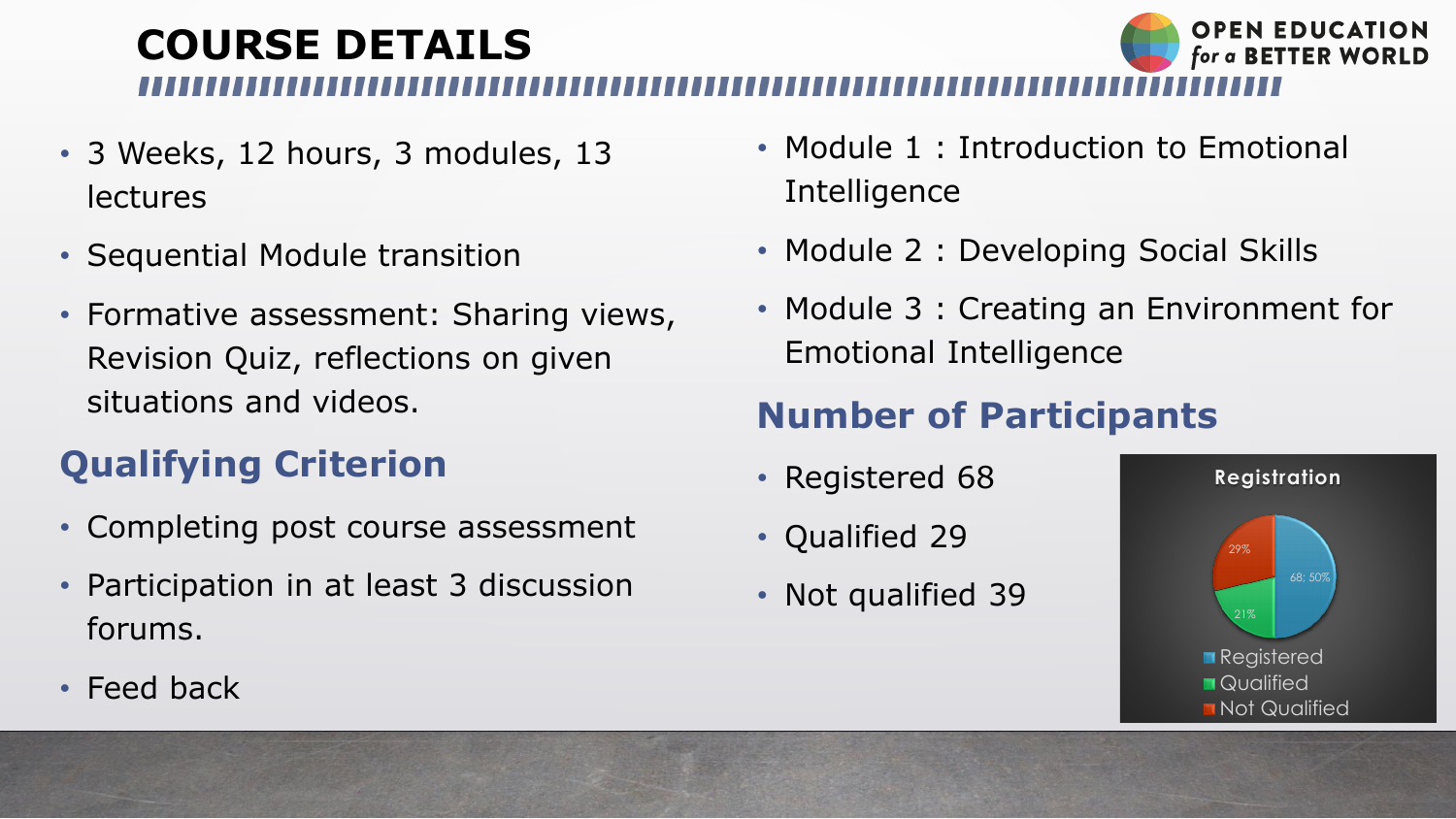# COURSE DETAILS

- 3 Weeks, 12 hours, 3 modules, 13 lectures
- Sequential Module transition
- Formative assessment: Sharing views, Revision Quiz, reflections on given situations and videos.

## Qualifying Criterion

- Completing post course assessment
- Participation in at least 3 discussion forums.
- Feed back

- Module 1 : Introduction to Emotional Intelligence
- Module 2 : Developing Social Skills
- Module 3 : Creating an Environment for Emotional Intelligence

## Number of Participants

- Registered 68
- Qualified 29
- Not qualified 39

Registration

29%
68; 50%
21%

Registered
Qualified
Not Qualified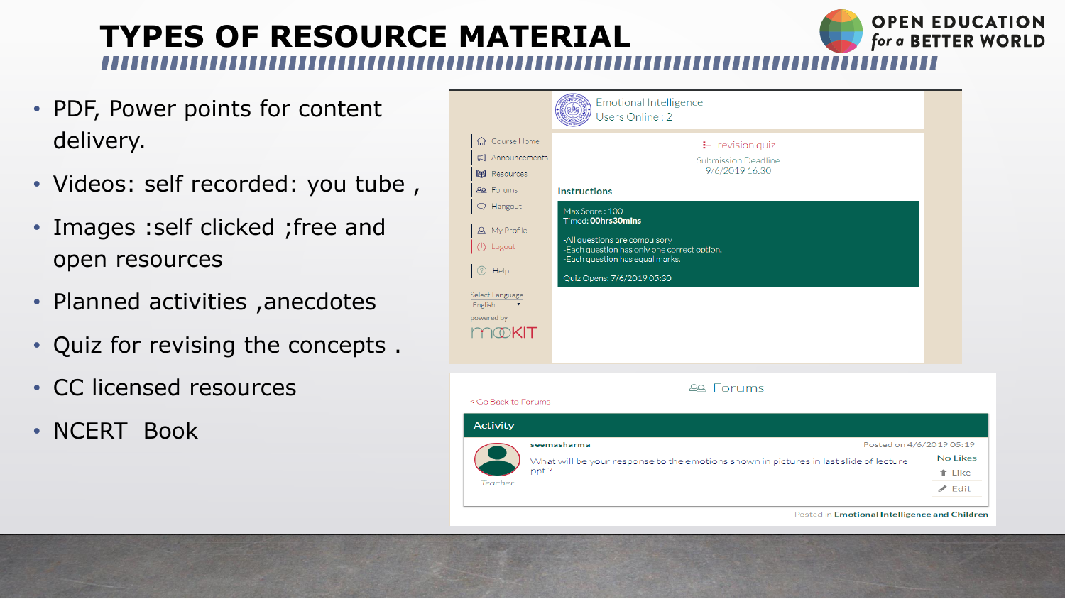# TYPES OF RESOURCE MATERIAL

- PDF, Power points for content delivery.
- Videos: self recorded: you tube ,
- Images :self clicked ;free and open resources
- Planned activities ,anecdotes
- Quiz for revising the concepts .
- CC licensed resources
- NCERT Book

Emotional Intelligence
Users Online : 2

Course Home
Announcements
Resources
Forums
Hangout
My Profile
Logout
Help
Select Language
English
powered by
mooKIT

revision quiz

Submission Deadline
9/6/2019 16:30

**Instructions**

Max Score : 100
Timed: **00hrs30mins**

-All questions are compulsory
-Each question has only one correct option.
-Each question has equal marks.

Quiz Opens: 7/6/2019 05:30

Forums

< Go Back to Forums

**Activity**

**seemasharma** Posted on 4/6/2019 05:19

What will be your response to the emotions shown in pictures in last slide of lecture ppt.?

*Teacher*

No Likes
Like
Edit

Posted in **Emotional Intelligence and Children**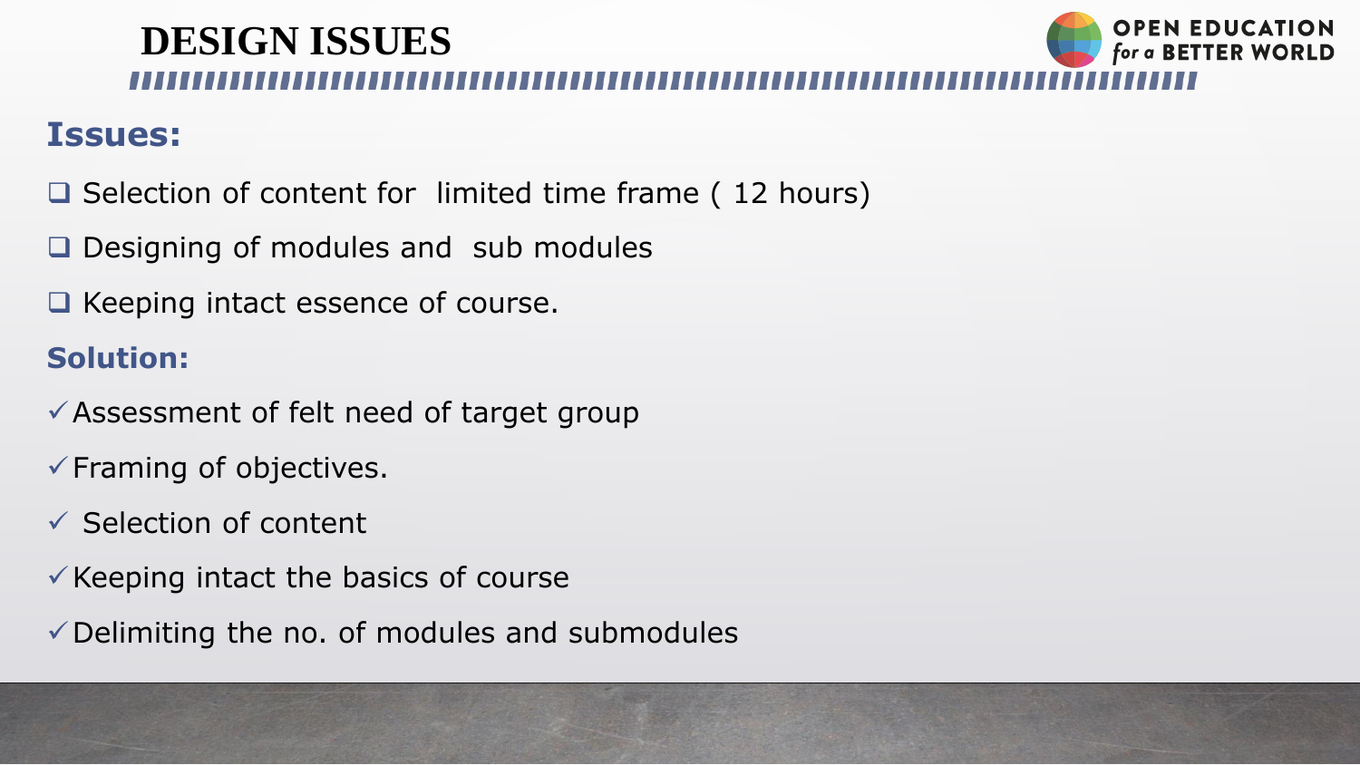# DESIGN ISSUES

## Issues:

- Selection of content for limited time frame ( 12 hours)
- Designing of modules and sub modules
- Keeping intact essence of course.

## Solution:

- ✓ Assessment of felt need of target group
- ✓ Framing of objectives.
- ✓ Selection of content
- ✓ Keeping intact the basics of course
- ✓ Delimiting the no. of modules and submodules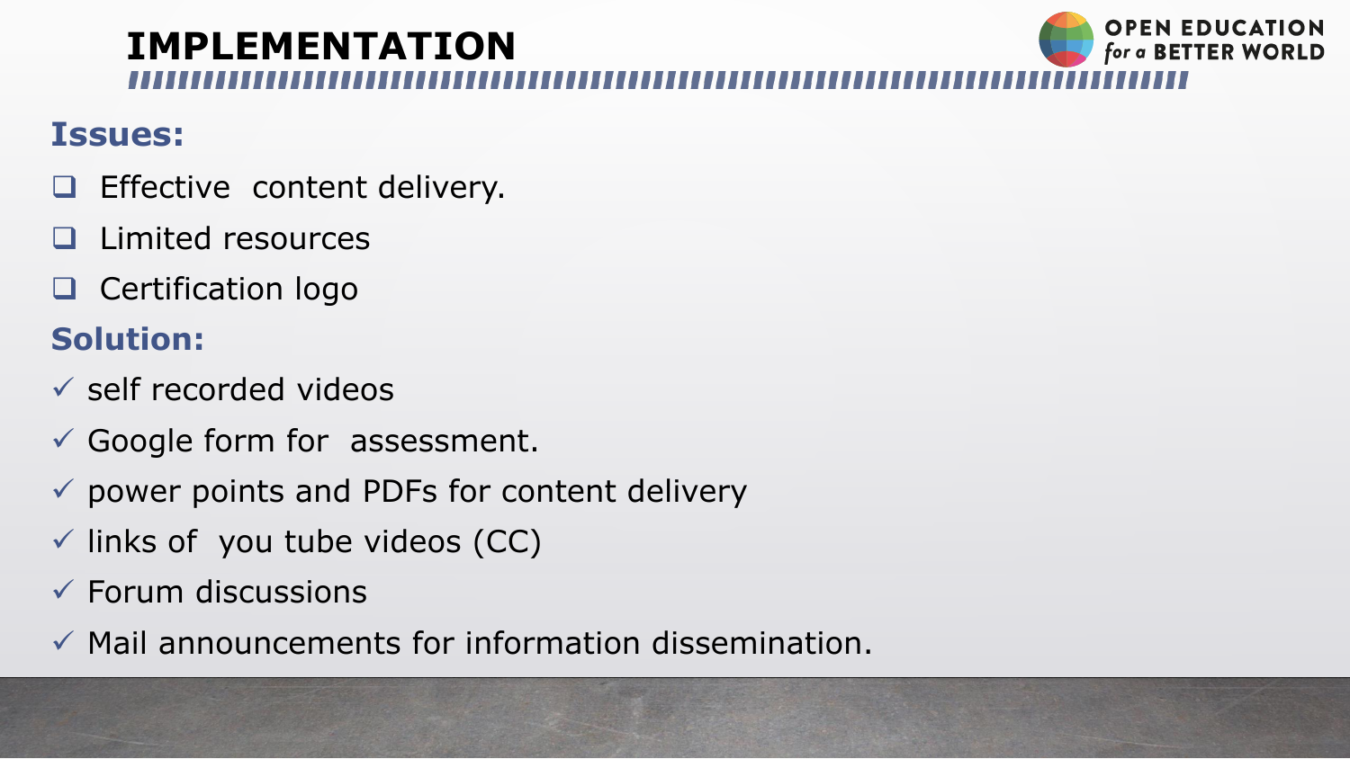# IMPLEMENTATION

## Issues:

- Effective  content delivery.
- Limited resources
- Certification logo

## Solution:

- ✓ self recorded videos
- ✓ Google form for  assessment.
- ✓ power points and PDFs for content delivery
- ✓ links of  you tube videos (CC)
- ✓ Forum discussions
- ✓ Mail announcements for information dissemination.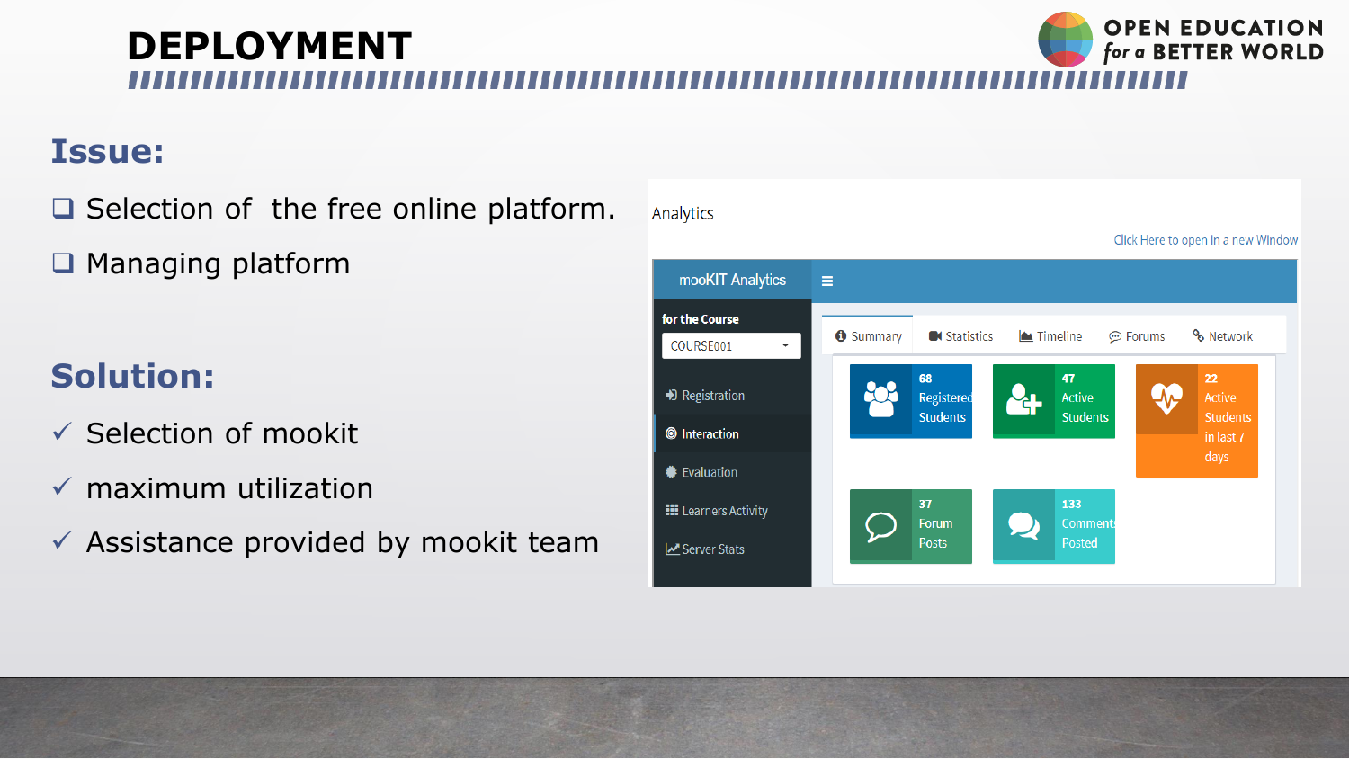# DEPLOYMENT

## Issue:

- ❑ Selection of the free online platform.
- ❑ Managing platform

## Solution:

- ✓ Selection of mookit
- ✓ maximum utilization
- ✓ Assistance provided by mookit team

Analytics

Click Here to open in a new Window

mooKIT Analytics

for the Course

COURSE001

- Registration
- Interaction
- Evaluation
- Learners Activity
- Server Stats

Summary | Statistics | Timeline | Forums | Network

- 68 Registered Students
- 47 Active Students
- 22 Active Students in last 7 days
- 37 Forum Posts
- 133 Comments Posted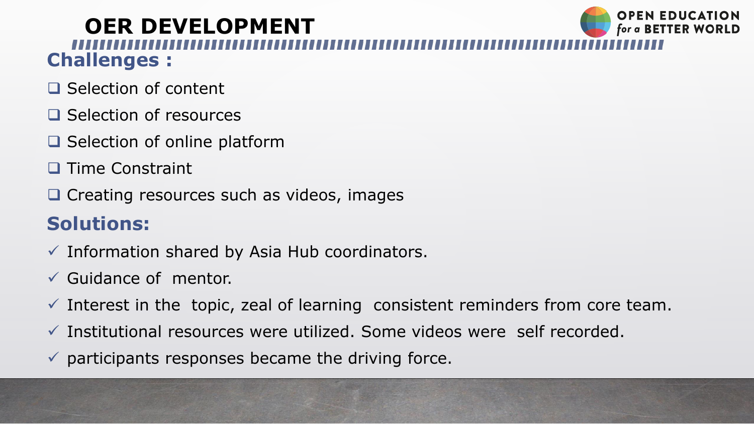# OER DEVELOPMENT

## Challenges :

- Selection of content
- Selection of resources
- Selection of online platform
- Time Constraint
- Creating resources such as videos, images

## Solutions:

- ✓ Information shared by Asia Hub coordinators.
- ✓ Guidance of mentor.
- ✓ Interest in the topic, zeal of learning consistent reminders from core team.
- ✓ Institutional resources were utilized. Some videos were self recorded.
- ✓ participants responses became the driving force.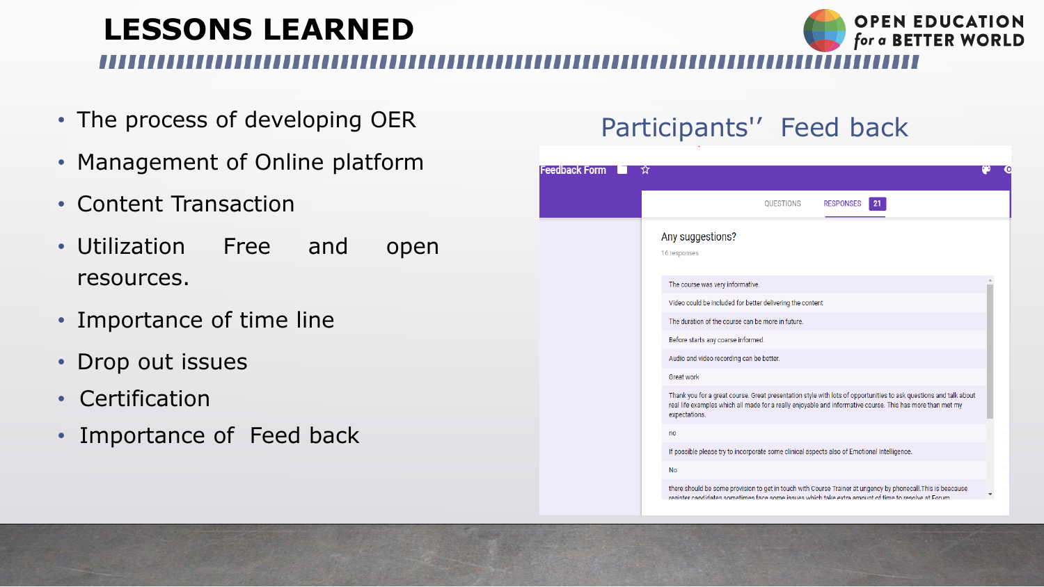# LESSONS LEARNED

- The process of developing OER
- Management of Online platform
- Content Transaction
- Utilization Free and open resources.
- Importance of time line
- Drop out issues
- Certification
- Importance of Feed back

## Participants'' Feed back

Feedback Form

QUESTIONS RESPONSES 21

Any suggestions?

16 responses

- The course was very informative.
- Video could be included for better delivering the content
- The duration of the course can be more in future.
- Before starts any coarse informed.
- Audio and video recording can be better.
- Great work
- Thank you for a great course. Great presentation style with lots of opportunities to ask questions and talk about real life examples which all made for a really enjoyable and informative course. This has more than met my expectations.
- no
- If possible please try to incorporate some clinical aspects also of Emotional Intelligence.
- No
- there should be some provision to get in touch with Course Trainer at ungency by phonecall.This is beacause register candidates sometimes face some issues which take extra amount of time to resolve at Forum.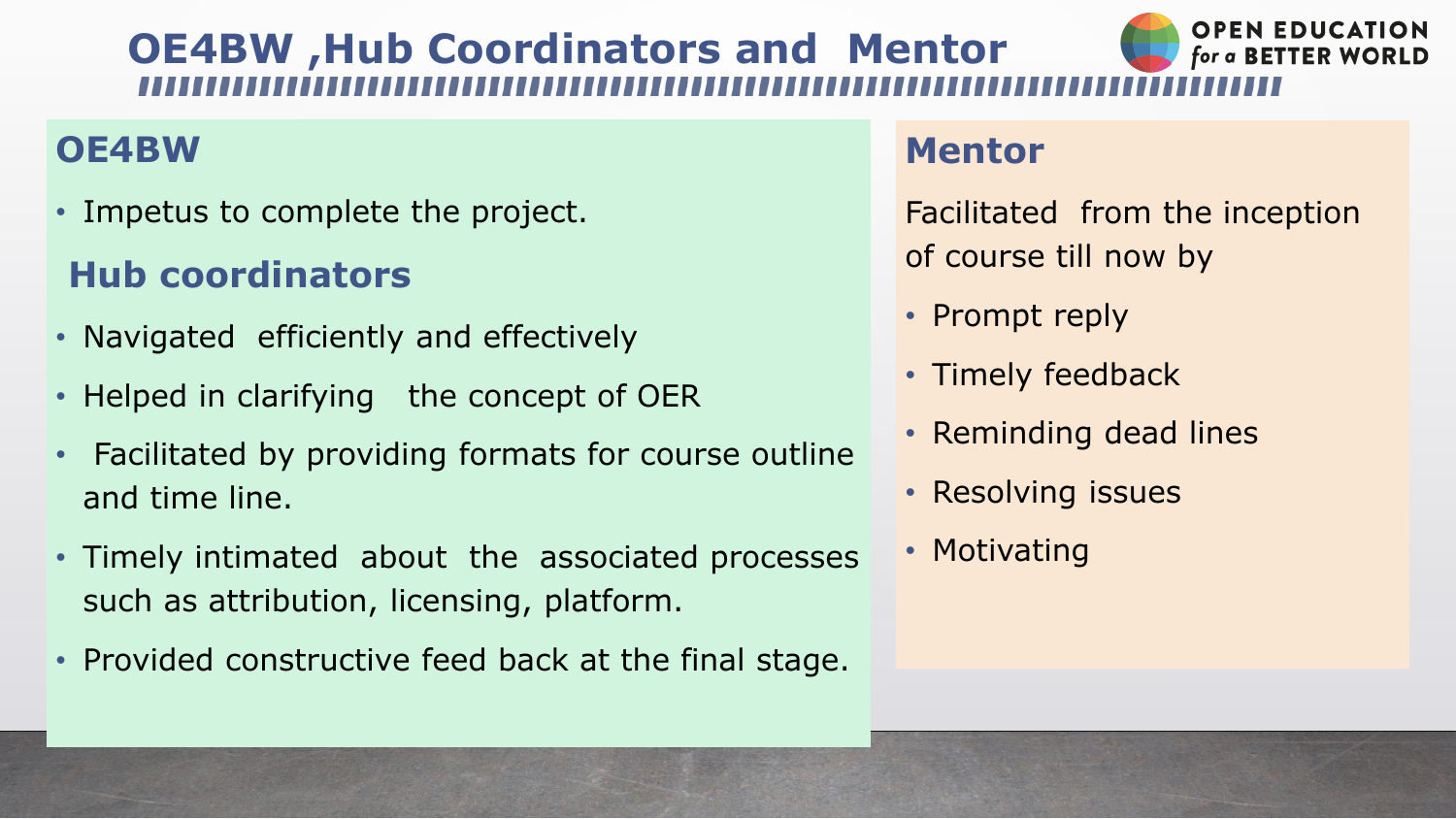# OE4BW ,Hub Coordinators and Mentor

## OE4BW

- Impetus to complete the project.

## Hub coordinators

- Navigated efficiently and effectively
- Helped in clarifying the concept of OER
- Facilitated by providing formats for course outline and time line.
- Timely intimated about the associated processes such as attribution, licensing, platform.
- Provided constructive feed back at the final stage.

## Mentor

Facilitated from the inception of course till now by

- Prompt reply
- Timely feedback
- Reminding dead lines
- Resolving issues
- Motivating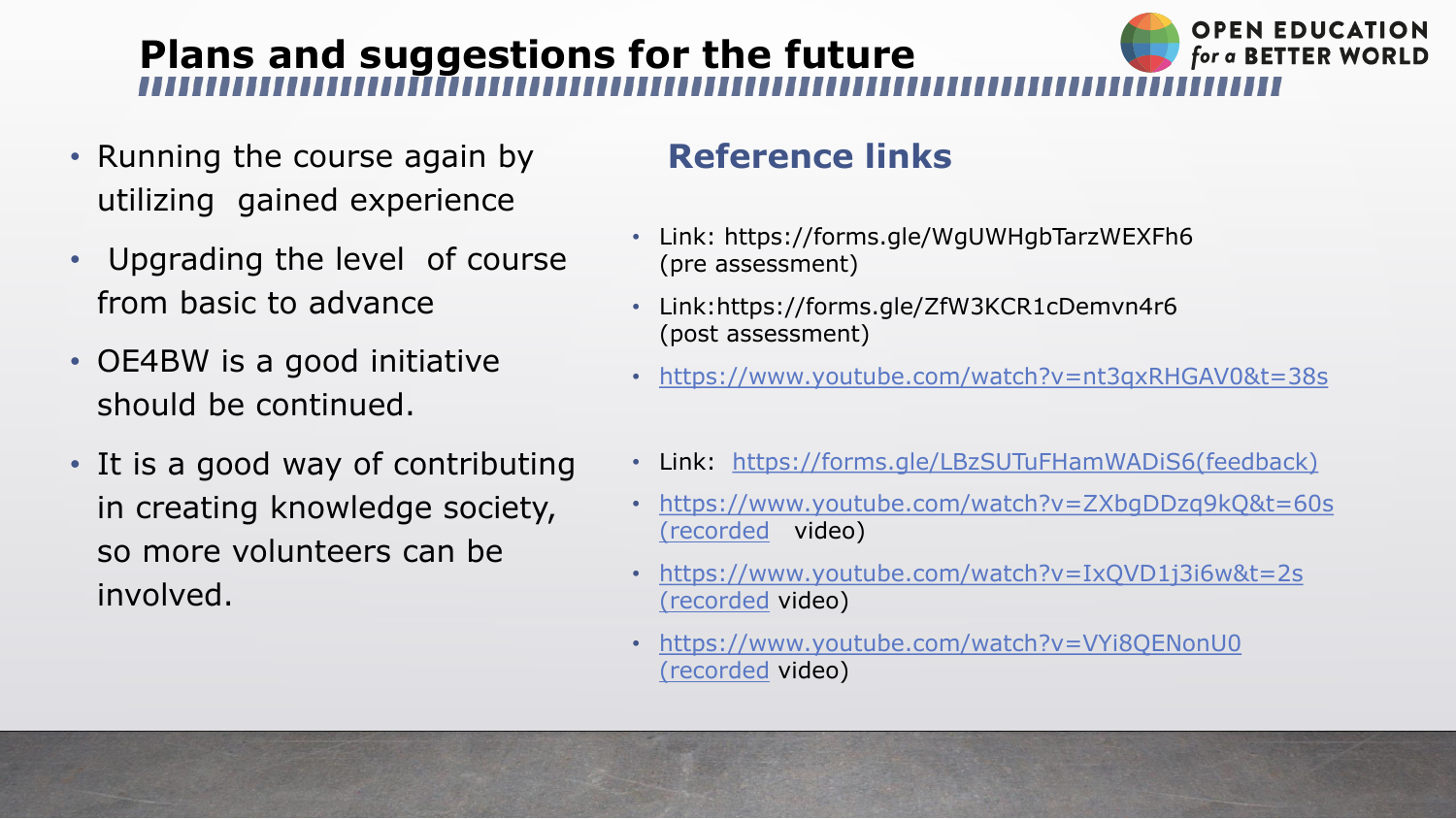# Plans and suggestions for the future

OPEN EDUCATION *for a* BETTER WORLD

- Running the course again by utilizing  gained experience
- Upgrading the level  of course from basic to advance
- OE4BW is a good initiative should be continued.
- It is a good way of contributing in creating knowledge society, so more volunteers can be involved.

## Reference links

- Link: https://forms.gle/WgUWHgbTarzWEXFh6 (pre assessment)
- Link:https://forms.gle/ZfW3KCR1cDemvn4r6 (post assessment)
- https://www.youtube.com/watch?v=nt3qxRHGAV0&t=38s
- Link:  https://forms.gle/LBzSUTuFHamWADiS6(feedback)
- https://www.youtube.com/watch?v=ZXbgDDzq9kQ&t=60s (recorded  video)
- https://www.youtube.com/watch?v=IxQVD1j3i6w&t=2s (recorded video)
- https://www.youtube.com/watch?v=VYi8QENonU0 (recorded video)